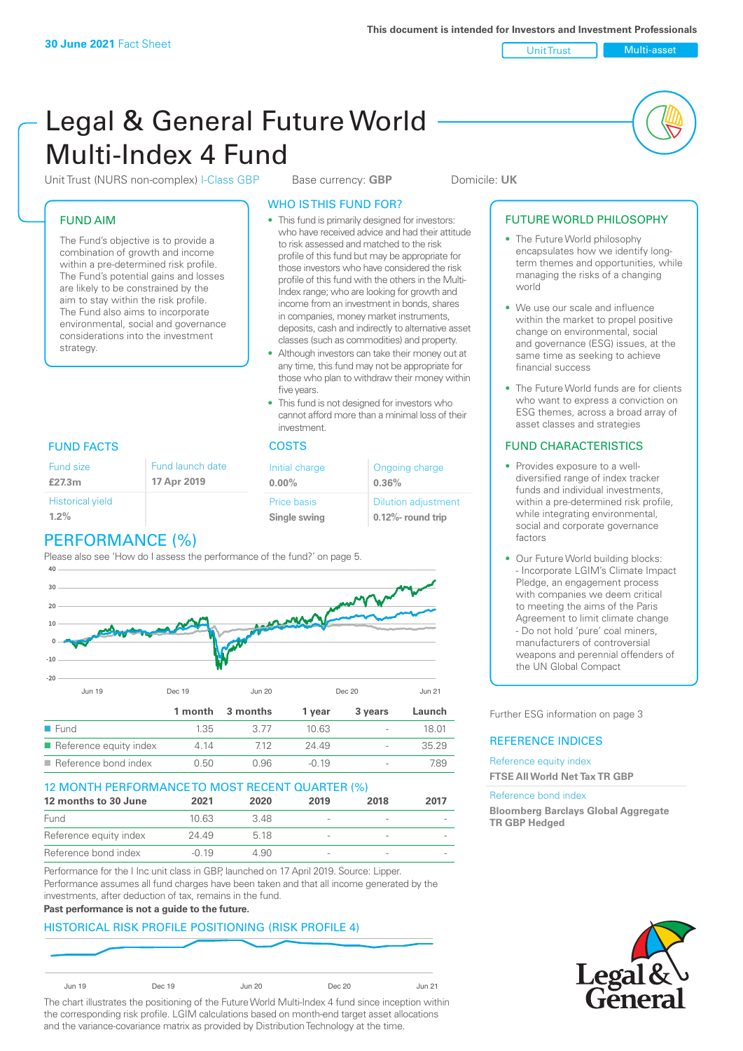30 June 2021 Fact Sheet

This document is intended for Investors and Investment Professionals

Unit Trust | Multi-asset

# Legal & General Future World Multi-Index 4 Fund

Unit Trust (NURS non-complex) I-Class GBP | Base currency: **GBP** | Domicile: **UK**

## FUND AIM

The Fund's objective is to provide a combination of growth and income within a pre-determined risk profile. The Fund's potential gains and losses are likely to be constrained by the aim to stay within the risk profile. The Fund also aims to incorporate environmental, social and governance considerations into the investment strategy.

## WHO IS THIS FUND FOR?

- This fund is primarily designed for investors: who have received advice and had their attitude to risk assessed and matched to the risk profile of this fund but may be appropriate for those investors who have considered the risk profile of this fund with the others in the Multi-Index range; who are looking for growth and income from an investment in bonds, shares in companies, money market instruments, deposits, cash and indirectly to alternative asset classes (such as commodities) and property.
- Although investors can take their money out at any time, this fund may not be appropriate for those who plan to withdraw their money within five years.
- This fund is not designed for investors who cannot afford more than a minimal loss of their investment.

## FUTURE WORLD PHILOSOPHY

- The Future World philosophy encapsulates how we identify long-term themes and opportunities, while managing the risks of a changing world
- We use our scale and influence within the market to propel positive change on environmental, social and governance (ESG) issues, at the same time as seeking to achieve financial success
- The Future World funds are for clients who want to express a conviction on ESG themes, across a broad array of asset classes and strategies

## FUND FACTS

| Fund size | Fund launch date |
|---|---|
| **£27.3m** | **17 Apr 2019** |
| Historical yield | |
| **1.2%** | |

## COSTS

| Initial charge | Ongoing charge |
|---|---|
| **0.00%** | **0.36%** |
| Price basis | Dilution adjustment |
| **Single swing** | **0.12%- round trip** |

## FUND CHARACTERISTICS

- Provides exposure to a well-diversified range of index tracker funds and individual investments, within a pre-determined risk profile, while integrating environmental, social and corporate governance factors
- Our Future World building blocks:
  - Incorporate LGIM's Climate Impact Pledge, an engagement process with companies we deem critical to meeting the aims of the Paris Agreement to limit climate change
  - Do not hold 'pure' coal miners, manufacturers of controversial weapons and perennial offenders of the UN Global Compact

## PERFORMANCE (%)

Please also see 'How do I assess the performance of the fund?' on page 5.

| | 1 month | 3 months | 1 year | 3 years | Launch |
|---|---|---|---|---|---|
| Fund | 1.35 | 3.77 | 10.63 | - | 18.01 |
| Reference equity index | 4.14 | 7.12 | 24.49 | - | 35.29 |
| Reference bond index | 0.50 | 0.96 | -0.19 | - | 7.89 |

## 12 MONTH PERFORMANCE TO MOST RECENT QUARTER (%)

| 12 months to 30 June | 2021 | 2020 | 2019 | 2018 | 2017 |
|---|---|---|---|---|---|
| Fund | 10.63 | 3.48 | - | - | - |
| Reference equity index | 24.49 | 5.18 | - | - | - |
| Reference bond index | -0.19 | 4.90 | - | - | - |

Performance for the I Inc unit class in GBP, launched on 17 April 2019. Source: Lipper. Performance assumes all fund charges have been taken and that all income generated by the investments, after deduction of tax, remains in the fund.

**Past performance is not a guide to the future.**

## HISTORICAL RISK PROFILE POSITIONING (RISK PROFILE 4)

The chart illustrates the positioning of the Future World Multi-Index 4 fund since inception within the corresponding risk profile. LGIM calculations based on month-end target asset allocations and the variance-covariance matrix as provided by Distribution Technology at the time.

Further ESG information on page 3

## REFERENCE INDICES

Reference equity index
**FTSE All World Net Tax TR GBP**

Reference bond index
**Bloomberg Barclays Global Aggregate TR GBP Hedged**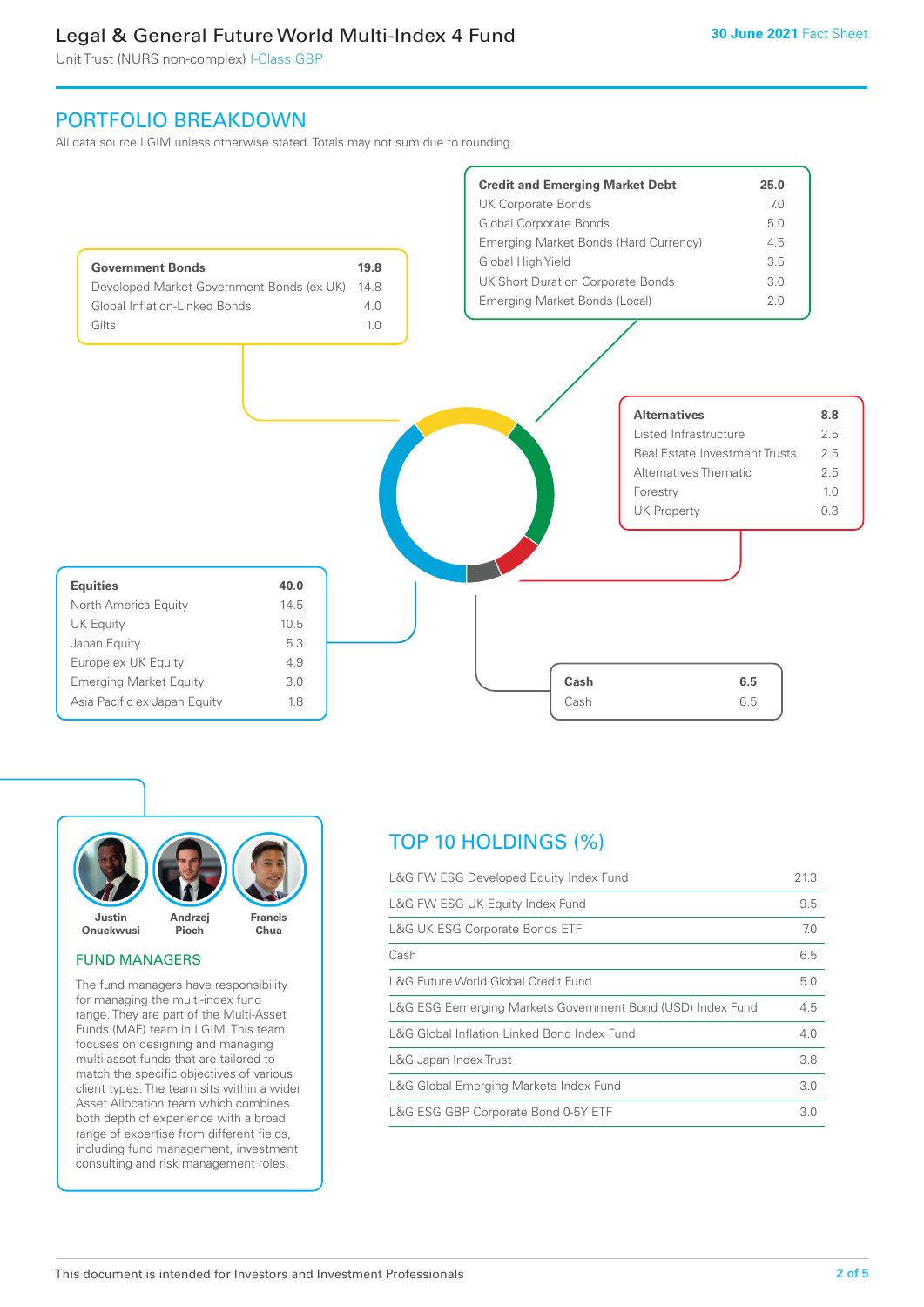# Legal & General Future World Multi-Index 4 Fund

Unit Trust (NURS non-complex) I-Class GBP

30 June 2021 Fact Sheet

## PORTFOLIO BREAKDOWN

All data source LGIM unless otherwise stated. Totals may not sum due to rounding.

| Government Bonds | 19.8 |
|---|---|
| Developed Market Government Bonds (ex UK) | 14.8 |
| Global Inflation-Linked Bonds | 4.0 |
| Gilts | 1.0 |

| Credit and Emerging Market Debt | 25.0 |
|---|---|
| UK Corporate Bonds | 7.0 |
| Global Corporate Bonds | 5.0 |
| Emerging Market Bonds (Hard Currency) | 4.5 |
| Global High Yield | 3.5 |
| UK Short Duration Corporate Bonds | 3.0 |
| Emerging Market Bonds (Local) | 2.0 |

| Alternatives | 8.8 |
|---|---|
| Listed Infrastructure | 2.5 |
| Real Estate Investment Trusts | 2.5 |
| Alternatives Thematic | 2.5 |
| Forestry | 1.0 |
| UK Property | 0.3 |

| Equities | 40.0 |
|---|---|
| North America Equity | 14.5 |
| UK Equity | 10.5 |
| Japan Equity | 5.3 |
| Europe ex UK Equity | 4.9 |
| Emerging Market Equity | 3.0 |
| Asia Pacific ex Japan Equity | 1.8 |

| Cash | 6.5 |
|---|---|
| Cash | 6.5 |

Justin Onuekwusi, Andrzej Pioch, Francis Chua

### FUND MANAGERS

The fund managers have responsibility for managing the multi-index fund range. They are part of the Multi-Asset Funds (MAF) team in LGIM. This team focuses on designing and managing multi-asset funds that are tailored to match the specific objectives of various client types. The team sits within a wider Asset Allocation team which combines both depth of experience with a broad range of expertise from different fields, including fund management, investment consulting and risk management roles.

## TOP 10 HOLDINGS (%)

| Holding | % |
|---|---|
| L&G FW ESG Developed Equity Index Fund | 21.3 |
| L&G FW ESG UK Equity Index Fund | 9.5 |
| L&G UK ESG Corporate Bonds ETF | 7.0 |
| Cash | 6.5 |
| L&G Future World Global Credit Fund | 5.0 |
| L&G ESG Eemerging Markets Government Bond (USD) Index Fund | 4.5 |
| L&G Global Inflation Linked Bond Index Fund | 4.0 |
| L&G Japan Index Trust | 3.8 |
| L&G Global Emerging Markets Index Fund | 3.0 |
| L&G ESG GBP Corporate Bond 0-5Y ETF | 3.0 |

This document is intended for Investors and Investment Professionals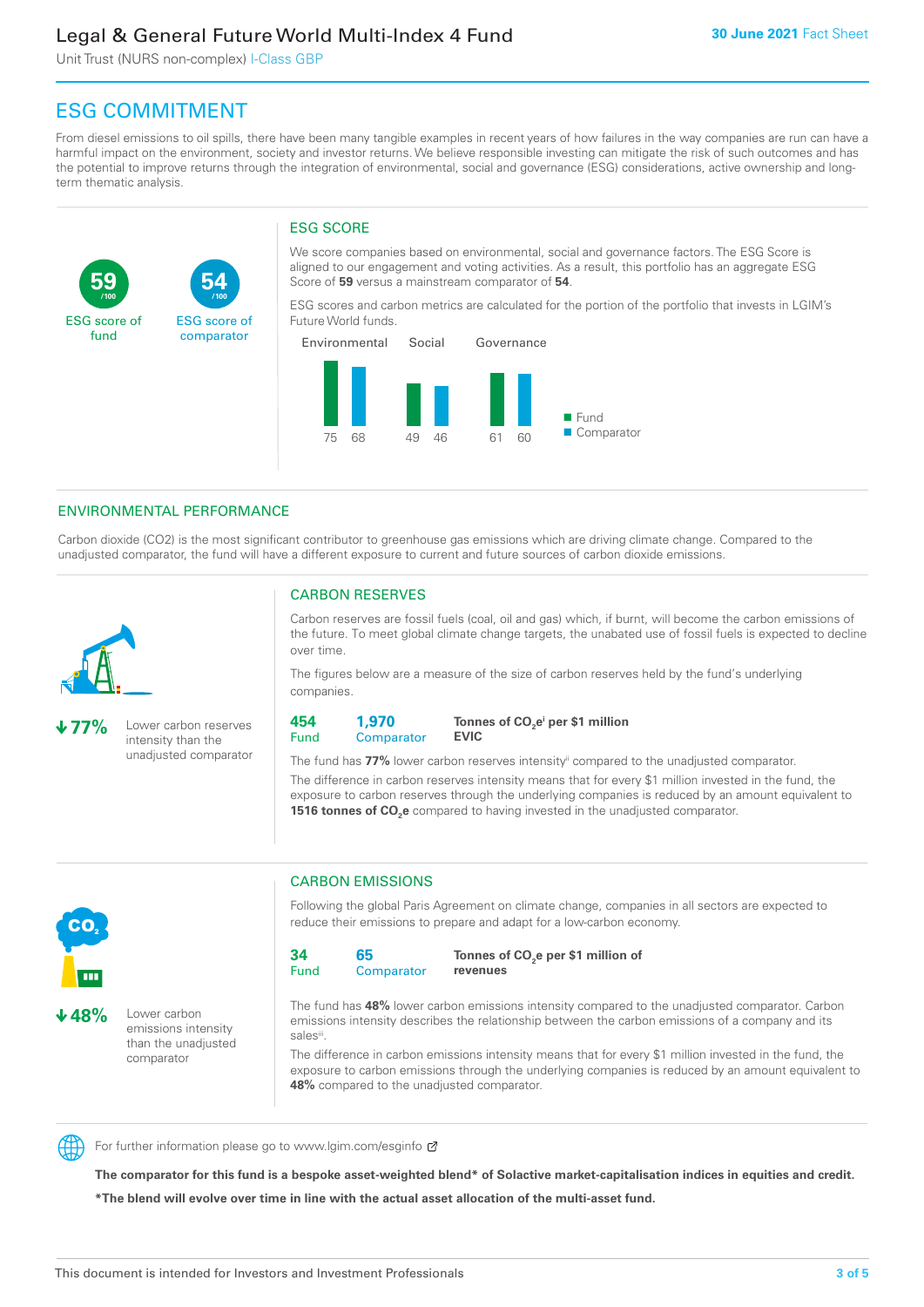# Legal & General Future World Multi-Index 4 Fund

Unit Trust (NURS non-complex) I-Class GBP

**30 June 2021** Fact Sheet

## ESG COMMITMENT

From diesel emissions to oil spills, there have been many tangible examples in recent years of how failures in the way companies are run can have a harmful impact on the environment, society and investor returns. We believe responsible investing can mitigate the risk of such outcomes and has the potential to improve returns through the integration of environmental, social and governance (ESG) considerations, active ownership and long-term thematic analysis.

**59** /100 ESG score of fund

**54** /100 ESG score of comparator

### ESG SCORE

We score companies based on environmental, social and governance factors. The ESG Score is aligned to our engagement and voting activities. As a result, this portfolio has an aggregate ESG Score of **59** versus a mainstream comparator of **54**.

ESG scores and carbon metrics are calculated for the portion of the portfolio that invests in LGIM's Future World funds.

| | Fund | Comparator |
|---|---|---|
| Environmental | 75 | 68 |
| Social | 49 | 46 |
| Governance | 61 | 60 |

## ENVIRONMENTAL PERFORMANCE

Carbon dioxide (CO2) is the most significant contributor to greenhouse gas emissions which are driving climate change. Compared to the unadjusted comparator, the fund will have a different exposure to current and future sources of carbon dioxide emissions.

**↓77%** Lower carbon reserves intensity than the unadjusted comparator

### CARBON RESERVES

Carbon reserves are fossil fuels (coal, oil and gas) which, if burnt, will become the carbon emissions of the future. To meet global climate change targets, the unabated use of fossil fuels is expected to decline over time.

The figures below are a measure of the size of carbon reserves held by the fund's underlying companies.

**454** Fund | **1,970** Comparator | **Tonnes of $CO_2e$[i] per $1 million EVIC**

The fund has **77%** lower carbon reserves intensity[ii] compared to the unadjusted comparator.

The difference in carbon reserves intensity means that for every $1 million invested in the fund, the exposure to carbon reserves through the underlying companies is reduced by an amount equivalent to **1516 tonnes of $CO_2e$** compared to having invested in the unadjusted comparator.

**↓48%** Lower carbon emissions intensity than the unadjusted comparator

### CARBON EMISSIONS

Following the global Paris Agreement on climate change, companies in all sectors are expected to reduce their emissions to prepare and adapt for a low-carbon economy.

**34** Fund | **65** Comparator | **Tonnes of $CO_2e$ per $1 million of revenues**

The fund has **48%** lower carbon emissions intensity compared to the unadjusted comparator. Carbon emissions intensity describes the relationship between the carbon emissions of a company and its sales[iii].

The difference in carbon emissions intensity means that for every $1 million invested in the fund, the exposure to carbon emissions through the underlying companies is reduced by an amount equivalent to **48%** compared to the unadjusted comparator.

For further information please go to www.lgim.com/esginfo

**The comparator for this fund is a bespoke asset-weighted blend* of Solactive market-capitalisation indices in equities and credit.**

***The blend will evolve over time in line with the actual asset allocation of the multi-asset fund.**

This document is intended for Investors and Investment Professionals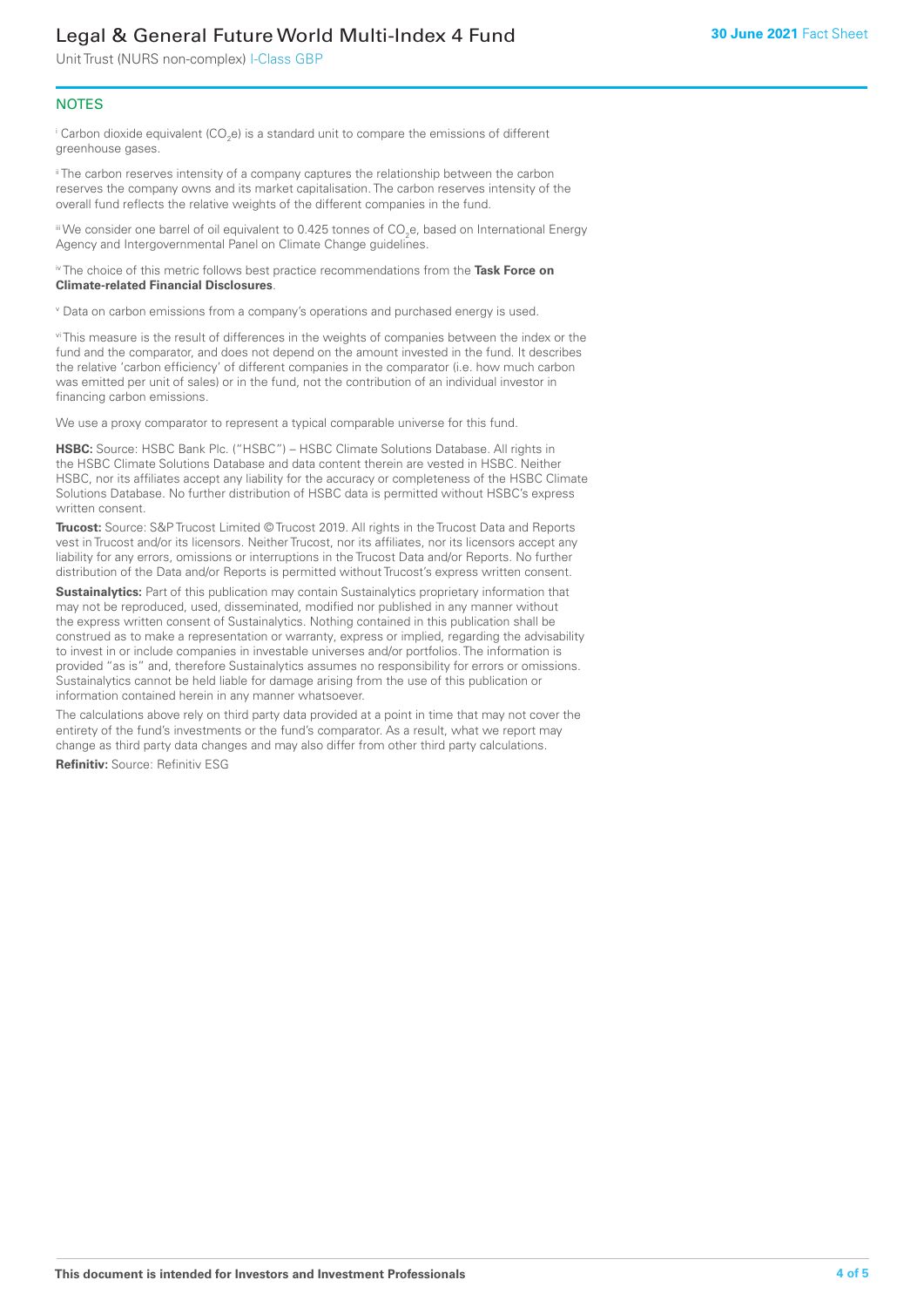## NOTES

[i] Carbon dioxide equivalent ($CO_2e$) is a standard unit to compare the emissions of different greenhouse gases.

[ii] The carbon reserves intensity of a company captures the relationship between the carbon reserves the company owns and its market capitalisation. The carbon reserves intensity of the overall fund reflects the relative weights of the different companies in the fund.

[iii] We consider one barrel of oil equivalent to 0.425 tonnes of $CO_2e$, based on International Energy Agency and Intergovernmental Panel on Climate Change guidelines.

[iv] The choice of this metric follows best practice recommendations from the **Task Force on Climate-related Financial Disclosures**.

[v] Data on carbon emissions from a company's operations and purchased energy is used.

[vi] This measure is the result of differences in the weights of companies between the index or the fund and the comparator, and does not depend on the amount invested in the fund. It describes the relative 'carbon efficiency' of different companies in the comparator (i.e. how much carbon was emitted per unit of sales) or in the fund, not the contribution of an individual investor in financing carbon emissions.

We use a proxy comparator to represent a typical comparable universe for this fund.

**HSBC:** Source: HSBC Bank Plc. ("HSBC") – HSBC Climate Solutions Database. All rights in the HSBC Climate Solutions Database and data content therein are vested in HSBC. Neither HSBC, nor its affiliates accept any liability for the accuracy or completeness of the HSBC Climate Solutions Database. No further distribution of HSBC data is permitted without HSBC's express written consent.

**Trucost:** Source: S&P Trucost Limited © Trucost 2019. All rights in the Trucost Data and Reports vest in Trucost and/or its licensors. Neither Trucost, nor its affiliates, nor its licensors accept any liability for any errors, omissions or interruptions in the Trucost Data and/or Reports. No further distribution of the Data and/or Reports is permitted without Trucost's express written consent.

**Sustainalytics:** Part of this publication may contain Sustainalytics proprietary information that may not be reproduced, used, disseminated, modified nor published in any manner without the express written consent of Sustainalytics. Nothing contained in this publication shall be construed as to make a representation or warranty, express or implied, regarding the advisability to invest in or include companies in investable universes and/or portfolios. The information is provided "as is" and, therefore Sustainalytics assumes no responsibility for errors or omissions. Sustainalytics cannot be held liable for damage arising from the use of this publication or information contained herein in any manner whatsoever.

The calculations above rely on third party data provided at a point in time that may not cover the entirety of the fund's investments or the fund's comparator. As a result, what we report may change as third party data changes and may also differ from other third party calculations.

**Refinitiv:** Source: Refinitiv ESG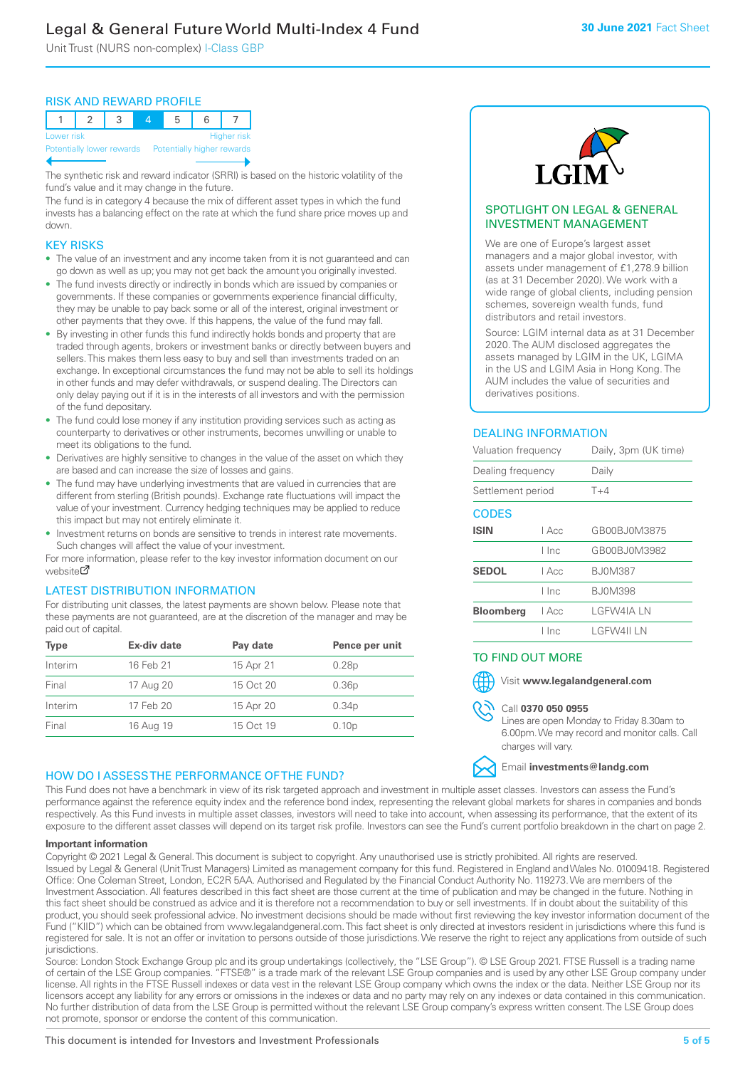# Legal & General Future World Multi-Index 4 Fund

Unit Trust (NURS non-complex) I-Class GBP

30 June 2021 Fact Sheet

## RISK AND REWARD PROFILE

| 1 | 2 | 3 | 4 | 5 | 6 | 7 |
|---|---|---|---|---|---|---|

Lower risk — Higher risk

Potentially lower rewards — Potentially higher rewards

The synthetic risk and reward indicator (SRRI) is based on the historic volatility of the fund's value and it may change in the future.

The fund is in category 4 because the mix of different asset types in which the fund invests has a balancing effect on the rate at which the fund share price moves up and down.

## KEY RISKS

- The value of an investment and any income taken from it is not guaranteed and can go down as well as up; you may not get back the amount you originally invested.
- The fund invests directly or indirectly in bonds which are issued by companies or governments. If these companies or governments experience financial difficulty, they may be unable to pay back some or all of the interest, original investment or other payments that they owe. If this happens, the value of the fund may fall.
- By investing in other funds this fund indirectly holds bonds and property that are traded through agents, brokers or investment banks or directly between buyers and sellers. This makes them less easy to buy and sell than investments traded on an exchange. In exceptional circumstances the fund may not be able to sell its holdings in other funds and may defer withdrawals, or suspend dealing. The Directors can only delay paying out if it is in the interests of all investors and with the permission of the fund depositary.
- The fund could lose money if any institution providing services such as acting as counterparty to derivatives or other instruments, becomes unwilling or unable to meet its obligations to the fund.
- Derivatives are highly sensitive to changes in the value of the asset on which they are based and can increase the size of losses and gains.
- The fund may have underlying investments that are valued in currencies that are different from sterling (British pounds). Exchange rate fluctuations will impact the value of your investment. Currency hedging techniques may be applied to reduce this impact but may not entirely eliminate it.
- Investment returns on bonds are sensitive to trends in interest rate movements. Such changes will affect the value of your investment.

For more information, please refer to the key investor information document on our website

## LATEST DISTRIBUTION INFORMATION

For distributing unit classes, the latest payments are shown below. Please note that these payments are not guaranteed, are at the discretion of the manager and may be paid out of capital.

| Type | Ex-div date | Pay date | Pence per unit |
|---|---|---|---|
| Interim | 16 Feb 21 | 15 Apr 21 | 0.28p |
| Final | 17 Aug 20 | 15 Oct 20 | 0.36p |
| Interim | 17 Feb 20 | 15 Apr 20 | 0.34p |
| Final | 16 Aug 19 | 15 Oct 19 | 0.10p |

## SPOTLIGHT ON LEGAL & GENERAL INVESTMENT MANAGEMENT

We are one of Europe's largest asset managers and a major global investor, with assets under management of £1,278.9 billion (as at 31 December 2020). We work with a wide range of global clients, including pension schemes, sovereign wealth funds, fund distributors and retail investors.

Source: LGIM internal data as at 31 December 2020. The AUM disclosed aggregates the assets managed by LGIM in the UK, LGIMA in the US and LGIM Asia in Hong Kong. The AUM includes the value of securities and derivatives positions.

## DEALING INFORMATION

| | |
|---|---|
| Valuation frequency | Daily, 3pm (UK time) |
| Dealing frequency | Daily |
| Settlement period | T+4 |

## CODES

| | | |
|---|---|---|
| **ISIN** | I Acc | GB00BJ0M3875 |
| | I Inc | GB00BJ0M3982 |
| **SEDOL** | I Acc | BJ0M387 |
| | I Inc | BJ0M398 |
| **Bloomberg** | I Acc | LGFW4IA LN |
| | I Inc | LGFW4II LN |

## TO FIND OUT MORE

Visit **www.legalandgeneral.com**

Call **0370 050 0955**
Lines are open Monday to Friday 8.30am to 6.00pm. We may record and monitor calls. Call charges will vary.

Email **investments@landg.com**

## HOW DO I ASSESS THE PERFORMANCE OF THE FUND?

This Fund does not have a benchmark in view of its risk targeted approach and investment in multiple asset classes. Investors can assess the Fund's performance against the reference equity index and the reference bond index, representing the relevant global markets for shares in companies and bonds respectively. As this Fund invests in multiple asset classes, investors will need to take into account, when assessing its performance, that the extent of its exposure to the different asset classes will depend on its target risk profile. Investors can see the Fund's current portfolio breakdown in the chart on page 2.

### Important information

Copyright © 2021 Legal & General. This document is subject to copyright. Any unauthorised use is strictly prohibited. All rights are reserved.

Issued by Legal & General (Unit Trust Managers) Limited as management company for this fund. Registered in England and Wales No. 01009418. Registered Office: One Coleman Street, London, EC2R 5AA. Authorised and Regulated by the Financial Conduct Authority No. 119273. We are members of the Investment Association. All features described in this fact sheet are those current at the time of publication and may be changed in the future. Nothing in this fact sheet should be construed as advice and it is therefore not a recommendation to buy or sell investments. If in doubt about the suitability of this product, you should seek professional advice. No investment decisions should be made without first reviewing the key investor information document of the Fund ("KIID") which can be obtained from www.legalandgeneral.com. This fact sheet is only directed at investors resident in jurisdictions where this fund is registered for sale. It is not an offer or invitation to persons outside of those jurisdictions. We reserve the right to reject any applications from outside of such jurisdictions.

Source: London Stock Exchange Group plc and its group undertakings (collectively, the "LSE Group"). © LSE Group 2021. FTSE Russell is a trading name of certain of the LSE Group companies. "FTSE®" is a trade mark of the relevant LSE Group companies and is used by any other LSE Group company under license. All rights in the FTSE Russell indexes or data vest in the relevant LSE Group company which owns the index or the data. Neither LSE Group nor its licensors accept any liability for any errors or omissions in the indexes or data and no party may rely on any indexes or data contained in this communication. No further distribution of data from the LSE Group is permitted without the relevant LSE Group company's express written consent. The LSE Group does not promote, sponsor or endorse the content of this communication.

This document is intended for Investors and Investment Professionals